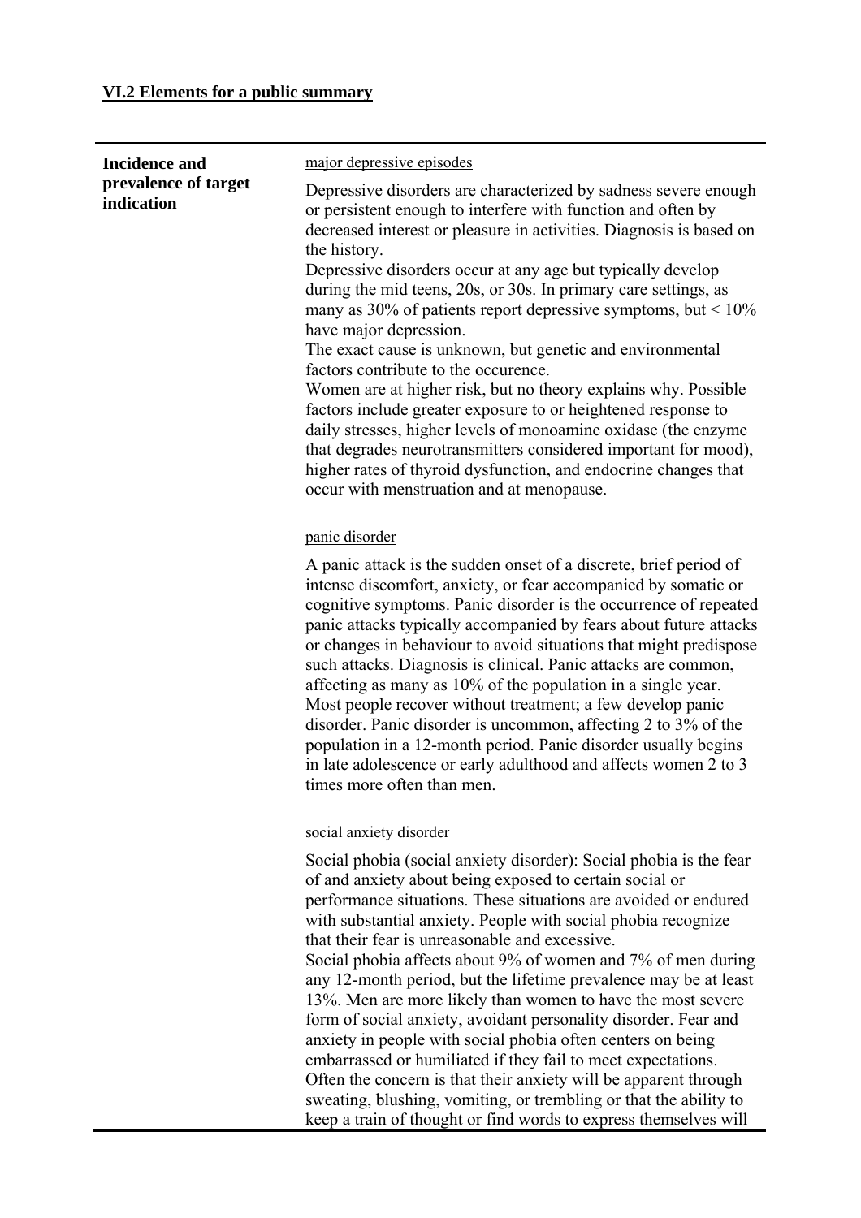## VI.2 Elements for a public summary

| **Incidence and prevalence of target indication** | <u>major depressive episodes</u><br><br>Depressive disorders are characterized by sadness severe enough or persistent enough to interfere with function and often by decreased interest or pleasure in activities. Diagnosis is based on the history.<br>Depressive disorders occur at any age but typically develop during the mid teens, 20s, or 30s. In primary care settings, as many as 30% of patients report depressive symptoms, but < 10% have major depression.<br>The exact cause is unknown, but genetic and environmental factors contribute to the occurence.<br>Women are at higher risk, but no theory explains why. Possible factors include greater exposure to or heightened response to daily stresses, higher levels of monoamine oxidase (the enzyme that degrades neurotransmitters considered important for mood), higher rates of thyroid dysfunction, and endocrine changes that occur with menstruation and at menopause.<br><br><u>panic disorder</u><br><br>A panic attack is the sudden onset of a discrete, brief period of intense discomfort, anxiety, or fear accompanied by somatic or cognitive symptoms. Panic disorder is the occurrence of repeated panic attacks typically accompanied by fears about future attacks or changes in behaviour to avoid situations that might predispose such attacks. Diagnosis is clinical. Panic attacks are common, affecting as many as 10% of the population in a single year. Most people recover without treatment; a few develop panic disorder. Panic disorder is uncommon, affecting 2 to 3% of the population in a 12-month period. Panic disorder usually begins in late adolescence or early adulthood and affects women 2 to 3 times more often than men.<br><br><u>social anxiety disorder</u><br><br>Social phobia (social anxiety disorder): Social phobia is the fear of and anxiety about being exposed to certain social or performance situations. These situations are avoided or endured with substantial anxiety. People with social phobia recognize that their fear is unreasonable and excessive.<br>Social phobia affects about 9% of women and 7% of men during any 12-month period, but the lifetime prevalence may be at least 13%. Men are more likely than women to have the most severe form of social anxiety, avoidant personality disorder. Fear and anxiety in people with social phobia often centers on being embarrassed or humiliated if they fail to meet expectations. Often the concern is that their anxiety will be apparent through sweating, blushing, vomiting, or trembling or that the ability to keep a train of thought or find words to express themselves will |
|---|---|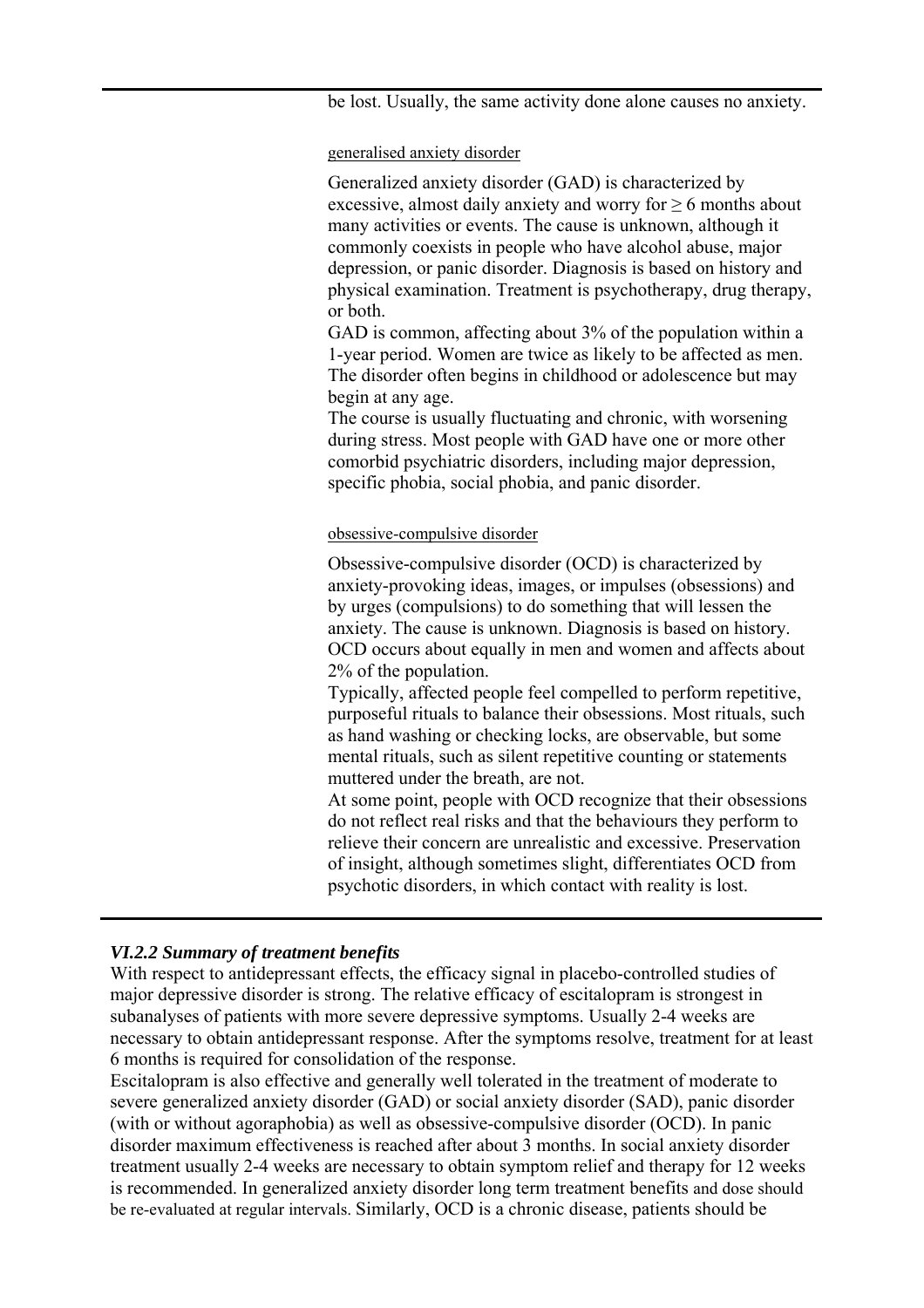be lost. Usually, the same activity done alone causes no anxiety.

generalised anxiety disorder

Generalized anxiety disorder (GAD) is characterized by excessive, almost daily anxiety and worry for ≥ 6 months about many activities or events. The cause is unknown, although it commonly coexists in people who have alcohol abuse, major depression, or panic disorder. Diagnosis is based on history and physical examination. Treatment is psychotherapy, drug therapy, or both.

GAD is common, affecting about 3% of the population within a 1-year period. Women are twice as likely to be affected as men. The disorder often begins in childhood or adolescence but may begin at any age.

The course is usually fluctuating and chronic, with worsening during stress. Most people with GAD have one or more other comorbid psychiatric disorders, including major depression, specific phobia, social phobia, and panic disorder.

obsessive-compulsive disorder

Obsessive-compulsive disorder (OCD) is characterized by anxiety-provoking ideas, images, or impulses (obsessions) and by urges (compulsions) to do something that will lessen the anxiety. The cause is unknown. Diagnosis is based on history. OCD occurs about equally in men and women and affects about 2% of the population.

Typically, affected people feel compelled to perform repetitive, purposeful rituals to balance their obsessions. Most rituals, such as hand washing or checking locks, are observable, but some mental rituals, such as silent repetitive counting or statements muttered under the breath, are not.

At some point, people with OCD recognize that their obsessions do not reflect real risks and that the behaviours they perform to relieve their concern are unrealistic and excessive. Preservation of insight, although sometimes slight, differentiates OCD from psychotic disorders, in which contact with reality is lost.

### *VI.2.2 Summary of treatment benefits*

With respect to antidepressant effects, the efficacy signal in placebo-controlled studies of major depressive disorder is strong. The relative efficacy of escitalopram is strongest in subanalyses of patients with more severe depressive symptoms. Usually 2-4 weeks are necessary to obtain antidepressant response. After the symptoms resolve, treatment for at least 6 months is required for consolidation of the response.

Escitalopram is also effective and generally well tolerated in the treatment of moderate to severe generalized anxiety disorder (GAD) or social anxiety disorder (SAD), panic disorder (with or without agoraphobia) as well as obsessive-compulsive disorder (OCD). In panic disorder maximum effectiveness is reached after about 3 months. In social anxiety disorder treatment usually 2-4 weeks are necessary to obtain symptom relief and therapy for 12 weeks is recommended. In generalized anxiety disorder long term treatment benefits and dose should be re-evaluated at regular intervals. Similarly, OCD is a chronic disease, patients should be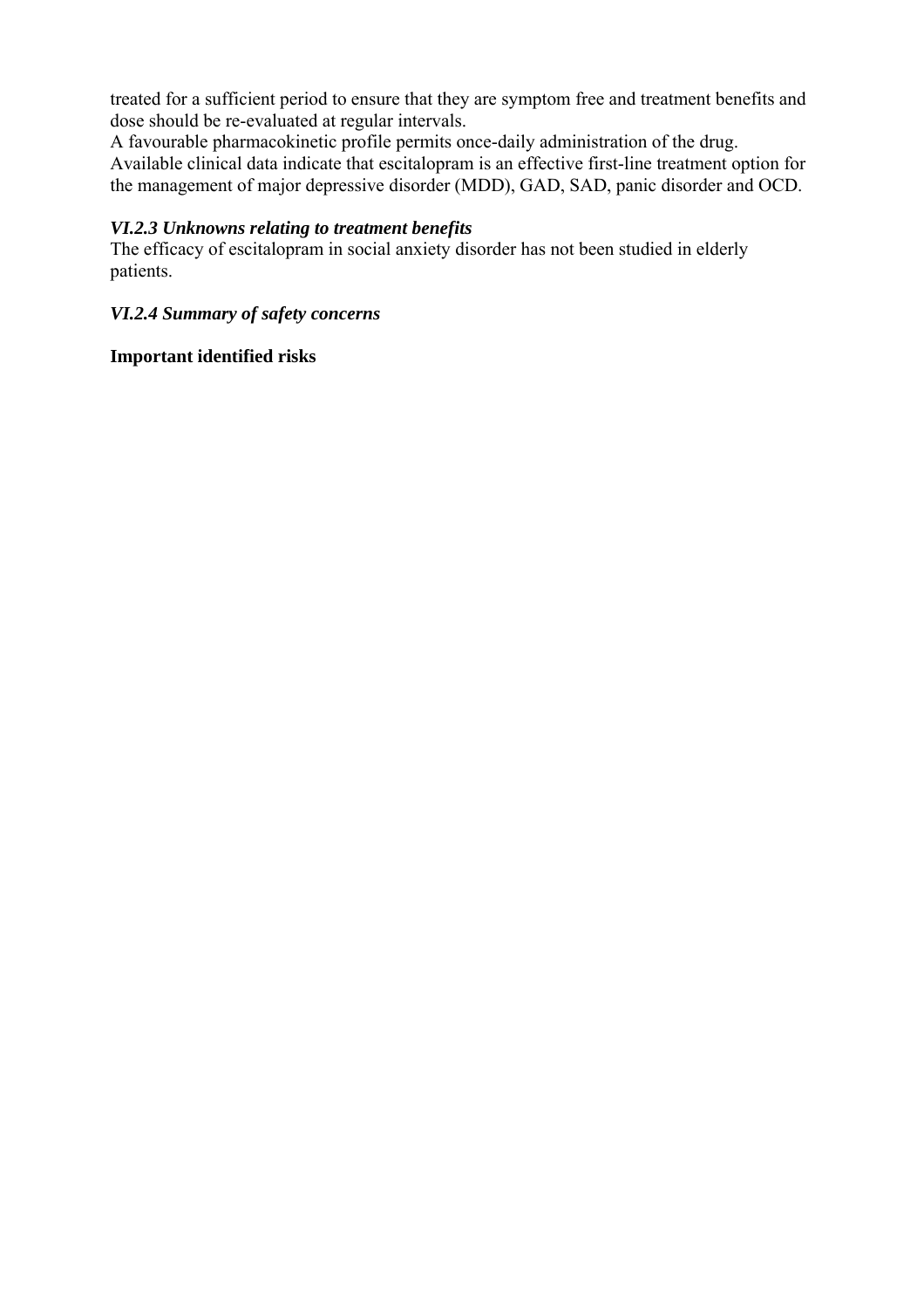treated for a sufficient period to ensure that they are symptom free and treatment benefits and dose should be re-evaluated at regular intervals.
A favourable pharmacokinetic profile permits once-daily administration of the drug.
Available clinical data indicate that escitalopram is an effective first-line treatment option for the management of major depressive disorder (MDD), GAD, SAD, panic disorder and OCD.

### *VI.2.3 Unknowns relating to treatment benefits*

The efficacy of escitalopram in social anxiety disorder has not been studied in elderly patients.

### *VI.2.4 Summary of safety concerns*

**Important identified risks**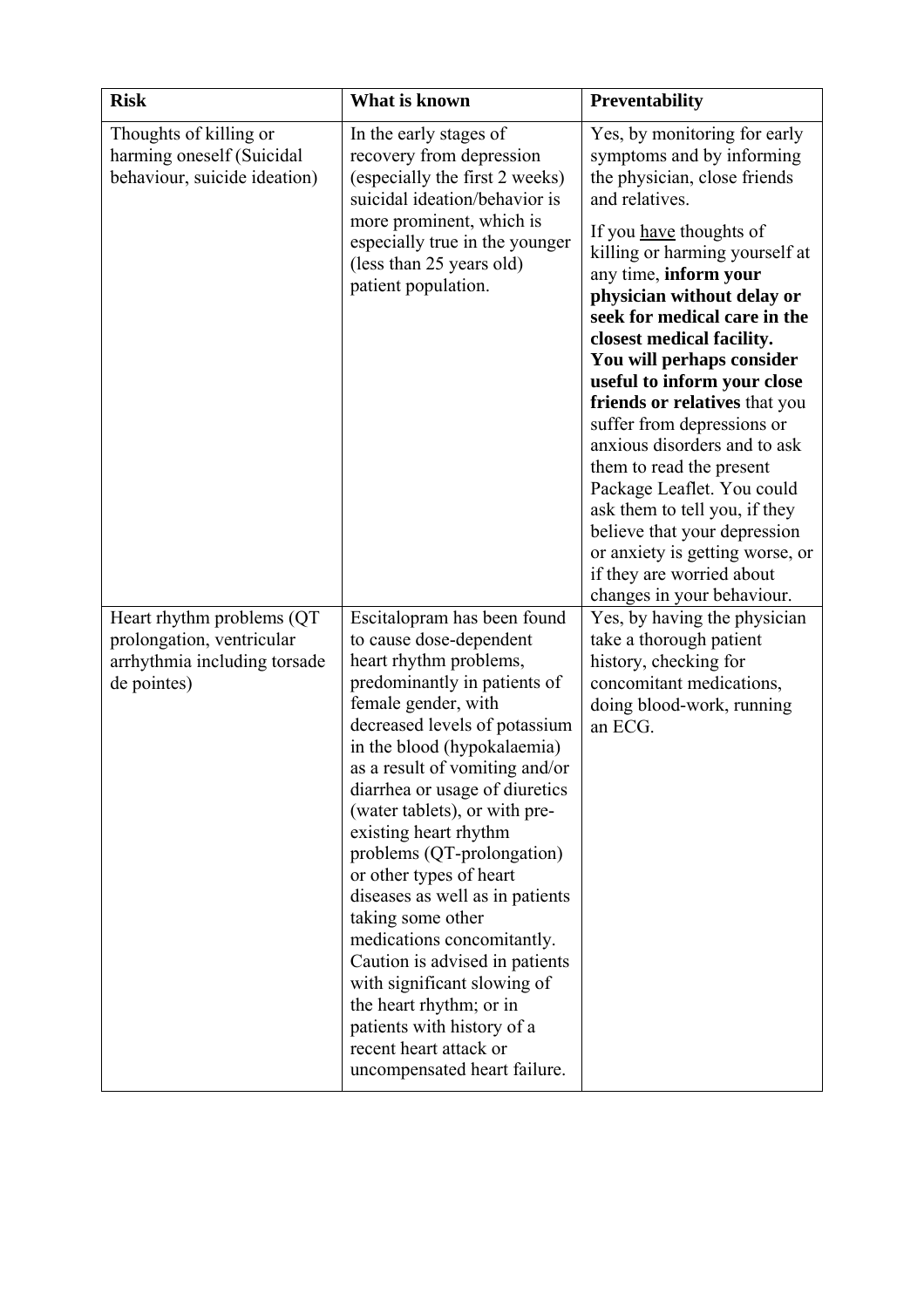| Risk | What is known | Preventability |
|---|---|---|
| Thoughts of killing or harming oneself (Suicidal behaviour, suicide ideation) | In the early stages of recovery from depression (especially the first 2 weeks) suicidal ideation/behavior is more prominent, which is especially true in the younger (less than 25 years old) patient population. | Yes, by monitoring for early symptoms and by informing the physician, close friends and relatives.<br><br>If you have thoughts of killing or harming yourself at any time, **inform your physician without delay or seek for medical care in the closest medical facility. You will perhaps consider useful to inform your close friends or relatives** that you suffer from depressions or anxious disorders and to ask them to read the present Package Leaflet. You could ask them to tell you, if they believe that your depression or anxiety is getting worse, or if they are worried about changes in your behaviour. |
| Heart rhythm problems (QT prolongation, ventricular arrhythmia including torsade de pointes) | Escitalopram has been found to cause dose-dependent heart rhythm problems, predominantly in patients of female gender, with decreased levels of potassium in the blood (hypokalaemia) as a result of vomiting and/or diarrhea or usage of diuretics (water tablets), or with pre-existing heart rhythm problems (QT-prolongation) or other types of heart diseases as well as in patients taking some other medications concomitantly. Caution is advised in patients with significant slowing of the heart rhythm; or in patients with history of a recent heart attack or uncompensated heart failure. | Yes, by having the physician take a thorough patient history, checking for concomitant medications, doing blood-work, running an ECG. |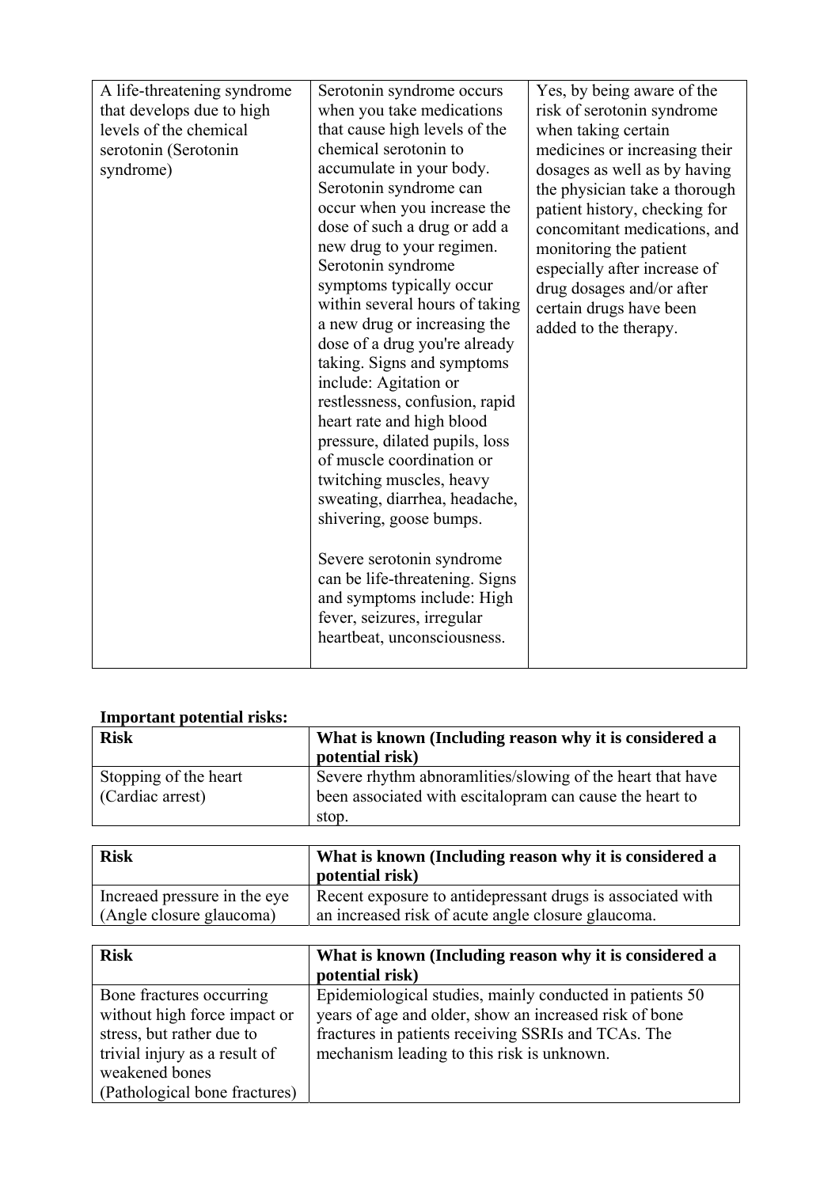| | | |
|---|---|---|
| A life-threatening syndrome that develops due to high levels of the chemical serotonin (Serotonin syndrome) | Serotonin syndrome occurs when you take medications that cause high levels of the chemical serotonin to accumulate in your body. Serotonin syndrome can occur when you increase the dose of such a drug or add a new drug to your regimen. Serotonin syndrome symptoms typically occur within several hours of taking a new drug or increasing the dose of a drug you're already taking. Signs and symptoms include: Agitation or restlessness, confusion, rapid heart rate and high blood pressure, dilated pupils, loss of muscle coordination or twitching muscles, heavy sweating, diarrhea, headache, shivering, goose bumps.<br><br>Severe serotonin syndrome can be life-threatening. Signs and symptoms include: High fever, seizures, irregular heartbeat, unconsciousness. | Yes, by being aware of the risk of serotonin syndrome when taking certain medicines or increasing their dosages as well as by having the physician take a thorough patient history, checking for concomitant medications, and monitoring the patient especially after increase of drug dosages and/or after certain drugs have been added to the therapy. |

**Important potential risks:**

| **Risk** | **What is known (Including reason why it is considered a potential risk)** |
|---|---|
| Stopping of the heart (Cardiac arrest) | Severe rhythm abnoramlities/slowing of the heart that have been associated with escitalopram can cause the heart to stop. |

| **Risk** | **What is known (Including reason why it is considered a potential risk)** |
|---|---|
| Increaed pressure in the eye (Angle closure glaucoma) | Recent exposure to antidepressant drugs is associated with an increased risk of acute angle closure glaucoma. |

| **Risk** | **What is known (Including reason why it is considered a potential risk)** |
|---|---|
| Bone fractures occurring without high force impact or stress, but rather due to trivial injury as a result of weakened bones (Pathological bone fractures) | Epidemiological studies, mainly conducted in patients 50 years of age and older, show an increased risk of bone fractures in patients receiving SSRIs and TCAs. The mechanism leading to this risk is unknown. |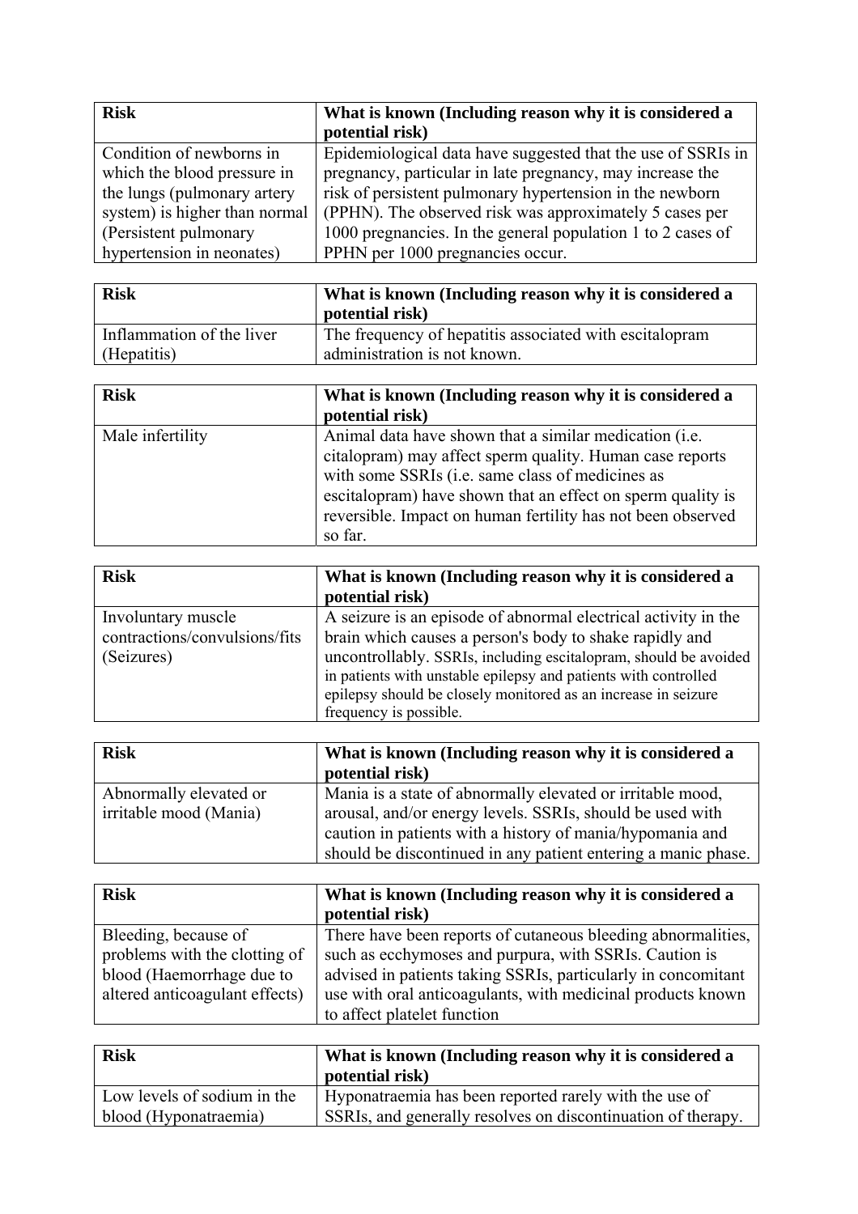| Risk | What is known (Including reason why it is considered a potential risk) |
| --- | --- |
| Condition of newborns in which the blood pressure in the lungs (pulmonary artery system) is higher than normal (Persistent pulmonary hypertension in neonates) | Epidemiological data have suggested that the use of SSRIs in pregnancy, particular in late pregnancy, may increase the risk of persistent pulmonary hypertension in the newborn (PPHN). The observed risk was approximately 5 cases per 1000 pregnancies. In the general population 1 to 2 cases of PPHN per 1000 pregnancies occur. |

| Risk | What is known (Including reason why it is considered a potential risk) |
| --- | --- |
| Inflammation of the liver (Hepatitis) | The frequency of hepatitis associated with escitalopram administration is not known. |

| Risk | What is known (Including reason why it is considered a potential risk) |
| --- | --- |
| Male infertility | Animal data have shown that a similar medication (i.e. citalopram) may affect sperm quality. Human case reports with some SSRIs (i.e. same class of medicines as escitalopram) have shown that an effect on sperm quality is reversible. Impact on human fertility has not been observed so far. |

| Risk | What is known (Including reason why it is considered a potential risk) |
| --- | --- |
| Involuntary muscle contractions/convulsions/fits (Seizures) | A seizure is an episode of abnormal electrical activity in the brain which causes a person's body to shake rapidly and uncontrollably. SSRIs, including escitalopram, should be avoided in patients with unstable epilepsy and patients with controlled epilepsy should be closely monitored as an increase in seizure frequency is possible. |

| Risk | What is known (Including reason why it is considered a potential risk) |
| --- | --- |
| Abnormally elevated or irritable mood (Mania) | Mania is a state of abnormally elevated or irritable mood, arousal, and/or energy levels. SSRIs, should be used with caution in patients with a history of mania/hypomania and should be discontinued in any patient entering a manic phase. |

| Risk | What is known (Including reason why it is considered a potential risk) |
| --- | --- |
| Bleeding, because of problems with the clotting of blood (Haemorrhage due to altered anticoagulant effects) | There have been reports of cutaneous bleeding abnormalities, such as ecchymoses and purpura, with SSRIs. Caution is advised in patients taking SSRIs, particularly in concomitant use with oral anticoagulants, with medicinal products known to affect platelet function |

| Risk | What is known (Including reason why it is considered a potential risk) |
| --- | --- |
| Low levels of sodium in the blood (Hyponatraemia) | Hyponatraemia has been reported rarely with the use of SSRIs, and generally resolves on discontinuation of therapy. |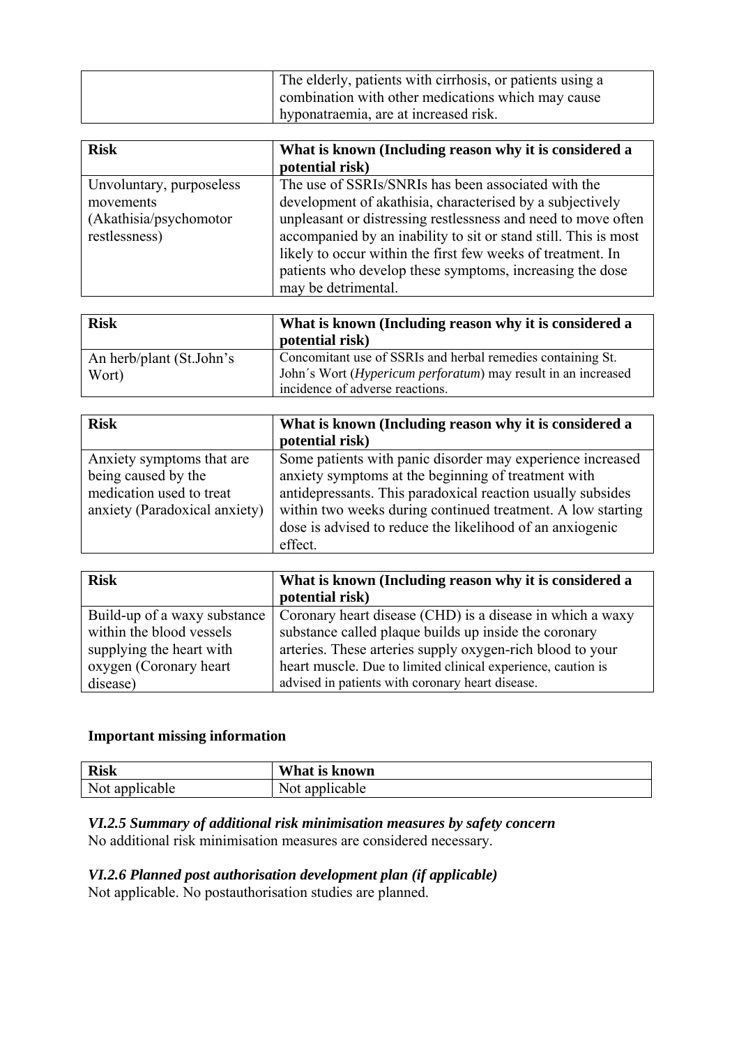| | |
|---|---|
| | The elderly, patients with cirrhosis, or patients using a combination with other medications which may cause hyponatraemia, are at increased risk. |

| Risk | What is known (Including reason why it is considered a potential risk) |
|---|---|
| Unvoluntary, purposeless movements (Akathisia/psychomotor restlessness) | The use of SSRIs/SNRIs has been associated with the development of akathisia, characterised by a subjectively unpleasant or distressing restlessness and need to move often accompanied by an inability to sit or stand still. This is most likely to occur within the first few weeks of treatment. In patients who develop these symptoms, increasing the dose may be detrimental. |

| Risk | What is known (Including reason why it is considered a potential risk) |
|---|---|
| An herb/plant (St.John's Wort) | Concomitant use of SSRIs and herbal remedies containing St. John´s Wort (*Hypericum perforatum*) may result in an increased incidence of adverse reactions. |

| Risk | What is known (Including reason why it is considered a potential risk) |
|---|---|
| Anxiety symptoms that are being caused by the medication used to treat anxiety (Paradoxical anxiety) | Some patients with panic disorder may experience increased anxiety symptoms at the beginning of treatment with antidepressants. This paradoxical reaction usually subsides within two weeks during continued treatment. A low starting dose is advised to reduce the likelihood of an anxiogenic effect. |

| Risk | What is known (Including reason why it is considered a potential risk) |
|---|---|
| Build-up of a waxy substance within the blood vessels supplying the heart with oxygen (Coronary heart disease) | Coronary heart disease (CHD) is a disease in which a waxy substance called plaque builds up inside the coronary arteries. These arteries supply oxygen-rich blood to your heart muscle. Due to limited clinical experience, caution is advised in patients with coronary heart disease. |

**Important missing information**

| Risk | What is known |
|---|---|
| Not applicable | Not applicable |

### *VI.2.5 Summary of additional risk minimisation measures by safety concern*

No additional risk minimisation measures are considered necessary.

### *VI.2.6 Planned post authorisation development plan (if applicable)*

Not applicable. No postauthorisation studies are planned.